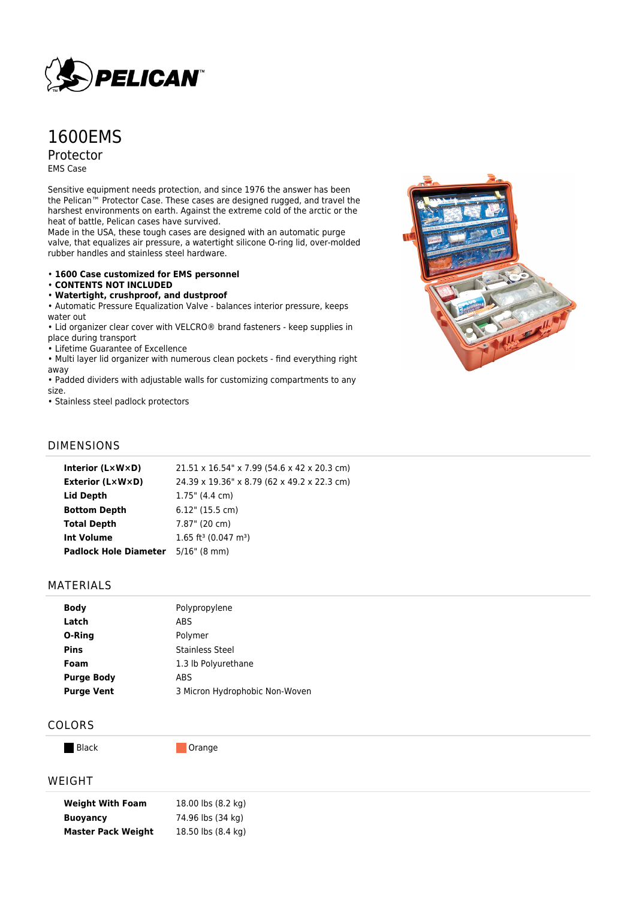# 1600EMS

## Protector

EMS Case

Sensitive equipment needs protection, and since 1976 the answer has been the Pelican™ Protector Case. These cases are designed rugged, and travel the harshest environments on earth. Against the extreme cold of the arctic or the heat of battle, Pelican cases have survived.
Made in the USA, these tough cases are designed with an automatic purge valve, that equalizes air pressure, a watertight silicone O-ring lid, over-molded rubber handles and stainless steel hardware.

- **1600 Case customized for EMS personnel**
- **CONTENTS NOT INCLUDED**
- **Watertight, crushproof, and dustproof**
- Automatic Pressure Equalization Valve - balances interior pressure, keeps water out
- Lid organizer clear cover with VELCRO® brand fasteners - keep supplies in place during transport
- Lifetime Guarantee of Excellence
- Multi layer lid organizer with numerous clean pockets - find everything right away
- Padded dividers with adjustable walls for customizing compartments to any size.
- Stainless steel padlock protectors

## DIMENSIONS

| | |
|---|---|
| **Interior (L×W×D)** | 21.51 x 16.54" x 7.99 (54.6 x 42 x 20.3 cm) |
| **Exterior (L×W×D)** | 24.39 x 19.36" x 8.79 (62 x 49.2 x 22.3 cm) |
| **Lid Depth** | 1.75" (4.4 cm) |
| **Bottom Depth** | 6.12" (15.5 cm) |
| **Total Depth** | 7.87" (20 cm) |
| **Int Volume** | 1.65 ft³ (0.047 m³) |
| **Padlock Hole Diameter** | 5/16" (8 mm) |

## MATERIALS

| | |
|---|---|
| **Body** | Polypropylene |
| **Latch** | ABS |
| **O-Ring** | Polymer |
| **Pins** | Stainless Steel |
| **Foam** | 1.3 lb Polyurethane |
| **Purge Body** | ABS |
| **Purge Vent** | 3 Micron Hydrophobic Non-Woven |

## COLORS

Black    Orange

## WEIGHT

| | |
|---|---|
| **Weight With Foam** | 18.00 lbs (8.2 kg) |
| **Buoyancy** | 74.96 lbs (34 kg) |
| **Master Pack Weight** | 18.50 lbs (8.4 kg) |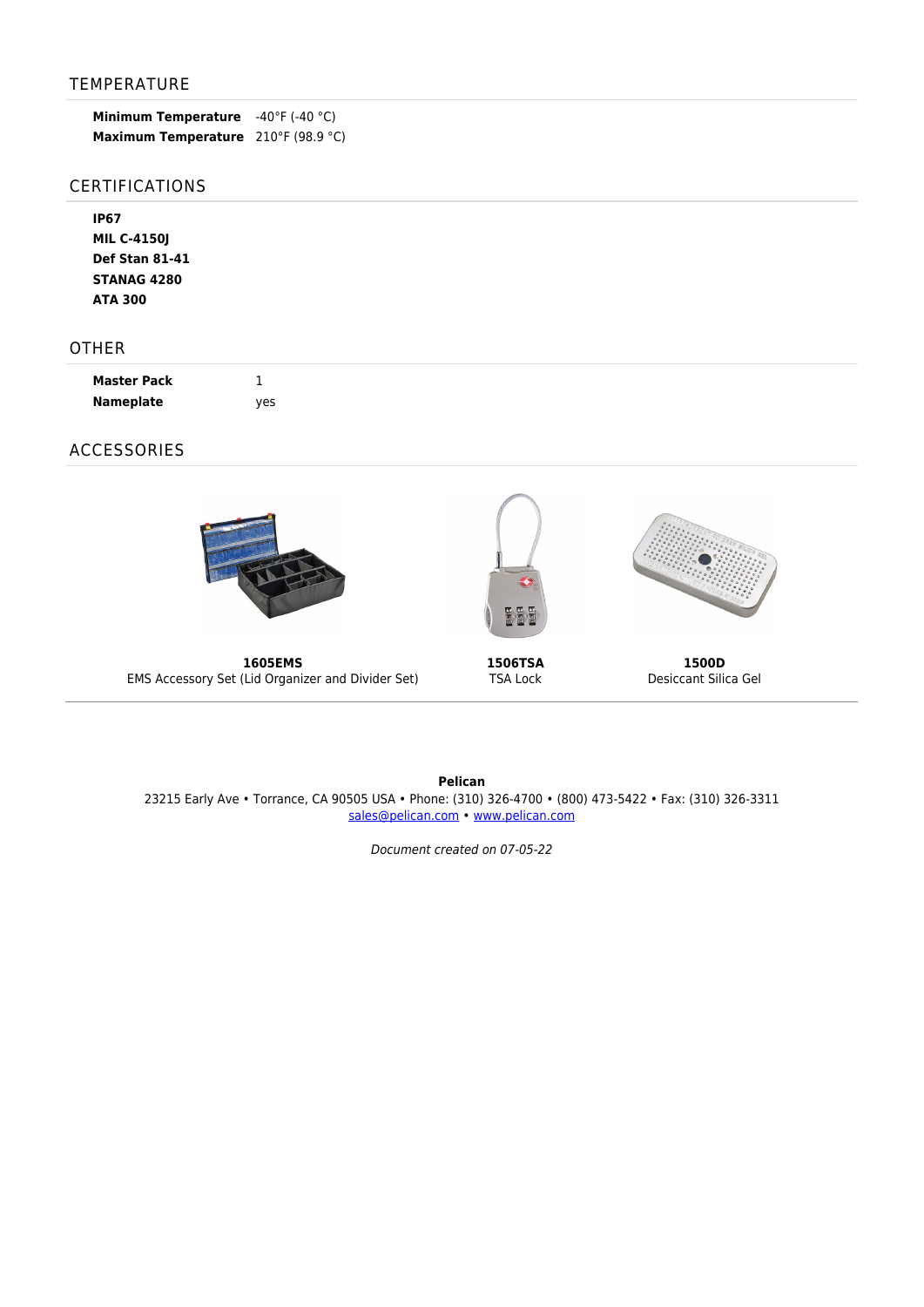## TEMPERATURE

| | |
|---|---|
| **Minimum Temperature** | -40°F (-40 °C) |
| **Maximum Temperature** | 210°F (98.9 °C) |

## CERTIFICATIONS

**IP67**
**MIL C-4150J**
**Def Stan 81-41**
**STANAG 4280**
**ATA 300**

## OTHER

| | |
|---|---|
| **Master Pack** | 1 |
| **Nameplate** | yes |

## ACCESSORIES

**1605EMS**
EMS Accessory Set (Lid Organizer and Divider Set)

**1506TSA**
TSA Lock

**1500D**
Desiccant Silica Gel

**Pelican**
23215 Early Ave • Torrance, CA 90505 USA • Phone: (310) 326-4700 • (800) 473-5422 • Fax: (310) 326-3311
sales@pelican.com • www.pelican.com

*Document created on 07-05-22*